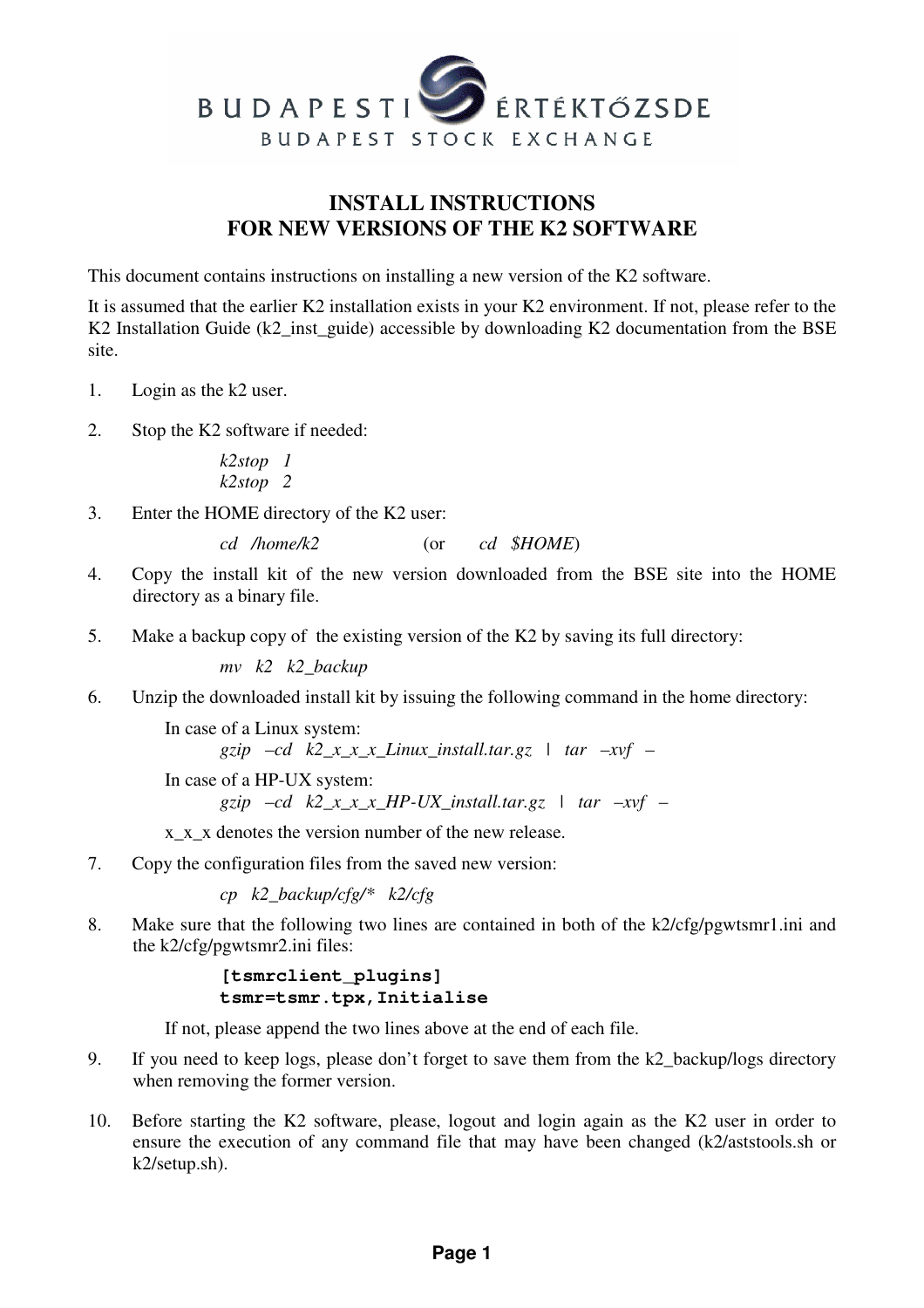BUDAPESTI ÉRTÉKTŐZSDE
BUDAPEST STOCK EXCHANGE

# INSTALL INSTRUCTIONS
# FOR NEW VERSIONS OF THE K2 SOFTWARE

This document contains instructions on installing a new version of the K2 software.

It is assumed that the earlier K2 installation exists in your K2 environment. If not, please refer to the K2 Installation Guide (k2_inst_guide) accessible by downloading K2 documentation from the BSE site.

1. Login as the k2 user.

2. Stop the K2 software if needed:

   *k2stop 1*
   *k2stop 2*

3. Enter the HOME directory of the K2 user:

   *cd /home/k2* (or *cd $HOME*)

4. Copy the install kit of the new version downloaded from the BSE site into the HOME directory as a binary file.

5. Make a backup copy of the existing version of the K2 by saving its full directory:

   *mv k2 k2_backup*

6. Unzip the downloaded install kit by issuing the following command in the home directory:

   In case of a Linux system:
   *gzip –cd k2_x_x_x_Linux_install.tar.gz | tar –xvf –*

   In case of a HP-UX system:
   *gzip –cd k2_x_x_x_HP-UX_install.tar.gz | tar –xvf –*

   x_x_x denotes the version number of the new release.

7. Copy the configuration files from the saved new version:

   *cp k2_backup/cfg/* k2/cfg*

8. Make sure that the following two lines are contained in both of the k2/cfg/pgwtsmr1.ini and the k2/cfg/pgwtsmr2.ini files:

   ```
   [tsmrclient_plugins]
   tsmr=tsmr.tpx,Initialise
   ```

   If not, please append the two lines above at the end of each file.

9. If you need to keep logs, please don't forget to save them from the k2_backup/logs directory when removing the former version.

10. Before starting the K2 software, please, logout and login again as the K2 user in order to ensure the execution of any command file that may have been changed (k2/aststools.sh or k2/setup.sh).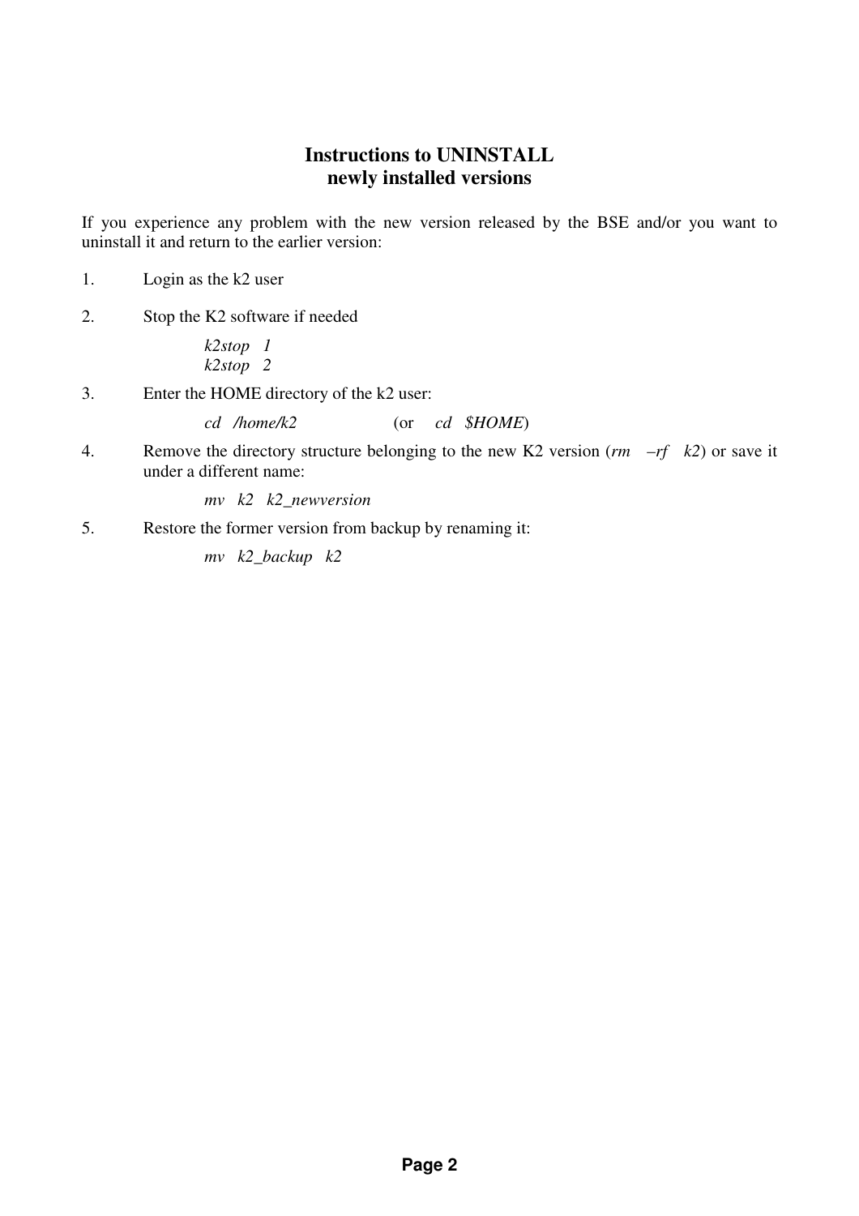# Instructions to UNINSTALL
# newly installed versions

If you experience any problem with the new version released by the BSE and/or you want to uninstall it and return to the earlier version:

1. Login as the k2 user

2. Stop the K2 software if needed

   *k2stop 1*
   *k2stop 2*

3. Enter the HOME directory of the k2 user:

   *cd /home/k2* (or *cd $HOME*)

4. Remove the directory structure belonging to the new K2 version (*rm –rf k2*) or save it under a different name:

   *mv k2 k2_newversion*

5. Restore the former version from backup by renaming it:

   *mv k2_backup k2*